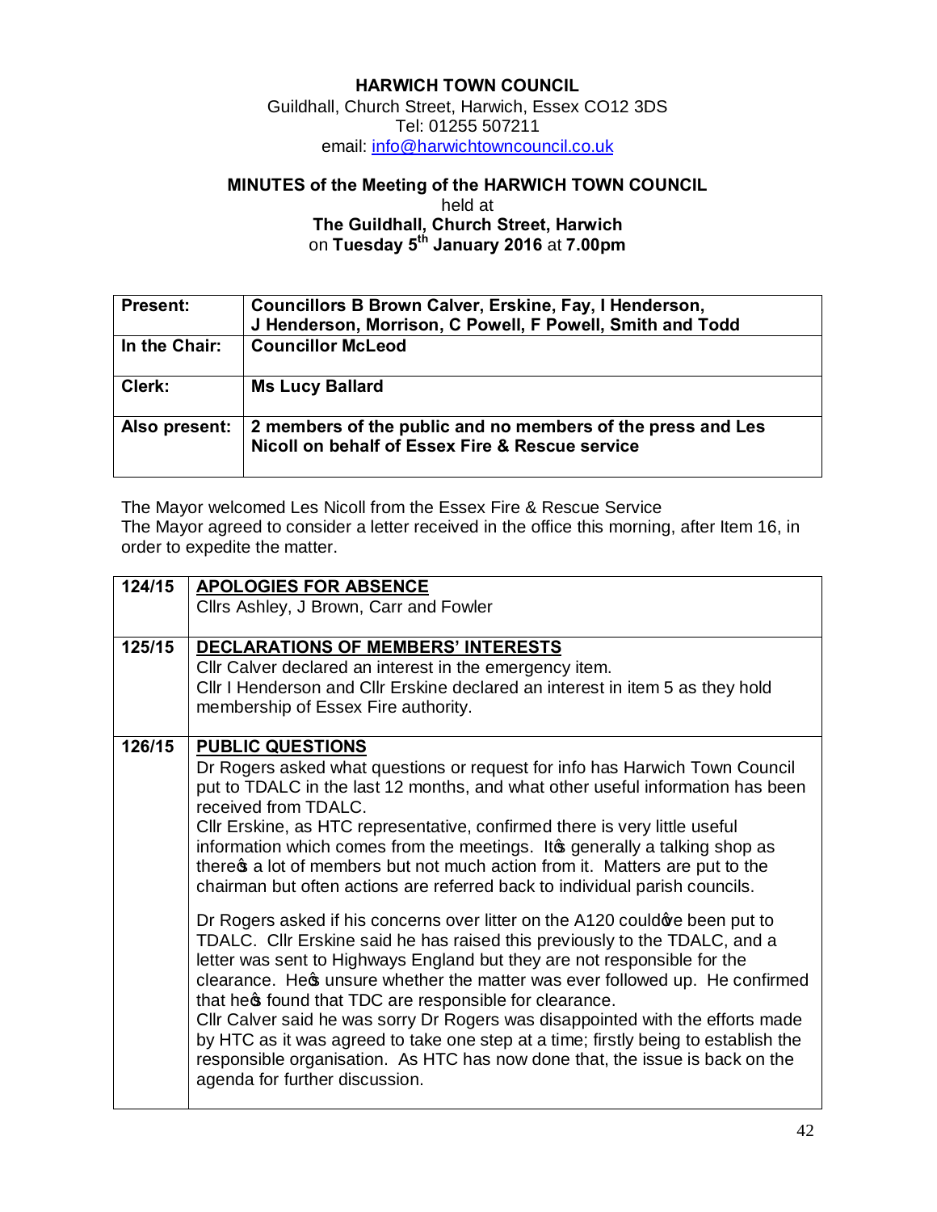**HARWICH TOWN COUNCIL**
Guildhall, Church Street, Harwich, Essex CO12 3DS
Tel: 01255 507211
email: info@harwichtowncouncil.co.uk

# MINUTES of the Meeting of the HARWICH TOWN COUNCIL

held at
**The Guildhall, Church Street, Harwich**
on **Tuesday 5th January 2016** at **7.00pm**

| | |
|---|---|
| **Present:** | **Councillors B Brown Calver, Erskine, Fay, I Henderson, J Henderson, Morrison, C Powell, F Powell, Smith and Todd** |
| **In the Chair:** | **Councillor McLeod** |
| **Clerk:** | **Ms Lucy Ballard** |
| **Also present:** | **2 members of the public and no members of the press and Les Nicoll on behalf of Essex Fire & Rescue service** |

The Mayor welcomed Les Nicoll from the Essex Fire & Rescue Service
The Mayor agreed to consider a letter received in the office this morning, after Item 16, in order to expedite the matter.

| | |
|---|---|
| **124/15** | **APOLOGIES FOR ABSENCE**<br>Cllrs Ashley, J Brown, Carr and Fowler |
| **125/15** | **DECLARATIONS OF MEMBERS' INTERESTS**<br>Cllr Calver declared an interest in the emergency item.<br>Cllr I Henderson and Cllr Erskine declared an interest in item 5 as they hold membership of Essex Fire authority. |
| **126/15** | **PUBLIC QUESTIONS**<br>Dr Rogers asked what questions or request for info has Harwich Town Council put to TDALC in the last 12 months, and what other useful information has been received from TDALC.<br>Cllr Erskine, as HTC representative, confirmed there is very little useful information which comes from the meetings. It's generally a talking shop as there's a lot of members but not much action from it. Matters are put to the chairman but often actions are referred back to individual parish councils.<br><br>Dr Rogers asked if his concerns over litter on the A120 could've been put to TDALC. Cllr Erskine said he has raised this previously to the TDALC, and a letter was sent to Highways England but they are not responsible for the clearance. He's unsure whether the matter was ever followed up. He confirmed that he's found that TDC are responsible for clearance.<br>Cllr Calver said he was sorry Dr Rogers was disappointed with the efforts made by HTC as it was agreed to take one step at a time; firstly being to establish the responsible organisation. As HTC has now done that, the issue is back on the agenda for further discussion. |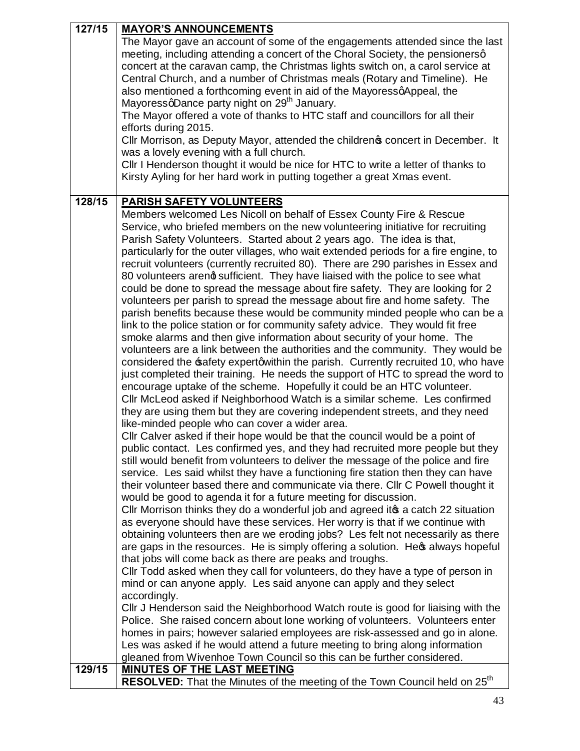| | |
|---|---|
| **127/15** | **MAYOR'S ANNOUNCEMENTS**<br>The Mayor gave an account of some of the engagements attended since the last meeting, including attending a concert of the Choral Society, the pensionersô concert at the caravan camp, the Christmas lights switch on, a carol service at Central Church, and a number of Christmas meals (Rotary and Timeline). He also mentioned a forthcoming event in aid of the MayoressôAppeal, the MayoressôDance party night on 29th January.<br>The Mayor offered a vote of thanks to HTC staff and councillors for all their efforts during 2015.<br>Cllr Morrison, as Deputy Mayor, attended the childrenớ concert in December. It was a lovely evening with a full church.<br>Cllr I Henderson thought it would be nice for HTC to write a letter of thanks to Kirsty Ayling for her hard work in putting together a great Xmas event. |
| **128/15** | **PARISH SAFETY VOLUNTEERS**<br>Members welcomed Les Nicoll on behalf of Essex County Fire & Rescue Service, who briefed members on the new volunteering initiative for recruiting Parish Safety Volunteers. Started about 2 years ago. The idea is that, particularly for the outer villages, who wait extended periods for a fire engine, to recruit volunteers (currently recruited 80). There are 290 parishes in Essex and 80 volunteers arenợ sufficient. They have liaised with the police to see what could be done to spread the message about fire safety. They are looking for 2 volunteers per parish to spread the message about fire and home safety. The parish benefits because these would be community minded people who can be a link to the police station or for community safety advice. They would fit free smoke alarms and then give information about security of your home. The volunteers are a link between the authorities and the community. They would be considered the ÷safety expertôwithin the parish. Currently recruited 10, who have just completed their training. He needs the support of HTC to spread the word to encourage uptake of the scheme. Hopefully it could be an HTC volunteer.<br>Cllr McLeod asked if Neighborhood Watch is a similar scheme. Les confirmed they are using them but they are covering independent streets, and they need like-minded people who can cover a wider area.<br>Cllr Calver asked if their hope would be that the council would be a point of public contact. Les confirmed yes, and they had recruited more people but they still would benefit from volunteers to deliver the message of the police and fire service. Les said whilst they have a functioning fire station then they can have their volunteer based there and communicate via there. Cllr C Powell thought it would be good to agenda it for a future meeting for discussion.<br>Cllr Morrison thinks they do a wonderful job and agreed itớ a catch 22 situation as everyone should have these services. Her worry is that if we continue with obtaining volunteers then are we eroding jobs? Les felt not necessarily as there are gaps in the resources. He is simply offering a solution. Heớ always hopeful that jobs will come back as there are peaks and troughs.<br>Cllr Todd asked when they call for volunteers, do they have a type of person in mind or can anyone apply. Les said anyone can apply and they select accordingly.<br>Cllr J Henderson said the Neighborhood Watch route is good for liaising with the Police. She raised concern about lone working of volunteers. Volunteers enter homes in pairs; however salaried employees are risk-assessed and go in alone.<br>Les was asked if he would attend a future meeting to bring along information gleaned from Wivenhoe Town Council so this can be further considered. |
| **129/15** | **MINUTES OF THE LAST MEETING**<br>**RESOLVED:** That the Minutes of the meeting of the Town Council held on 25th |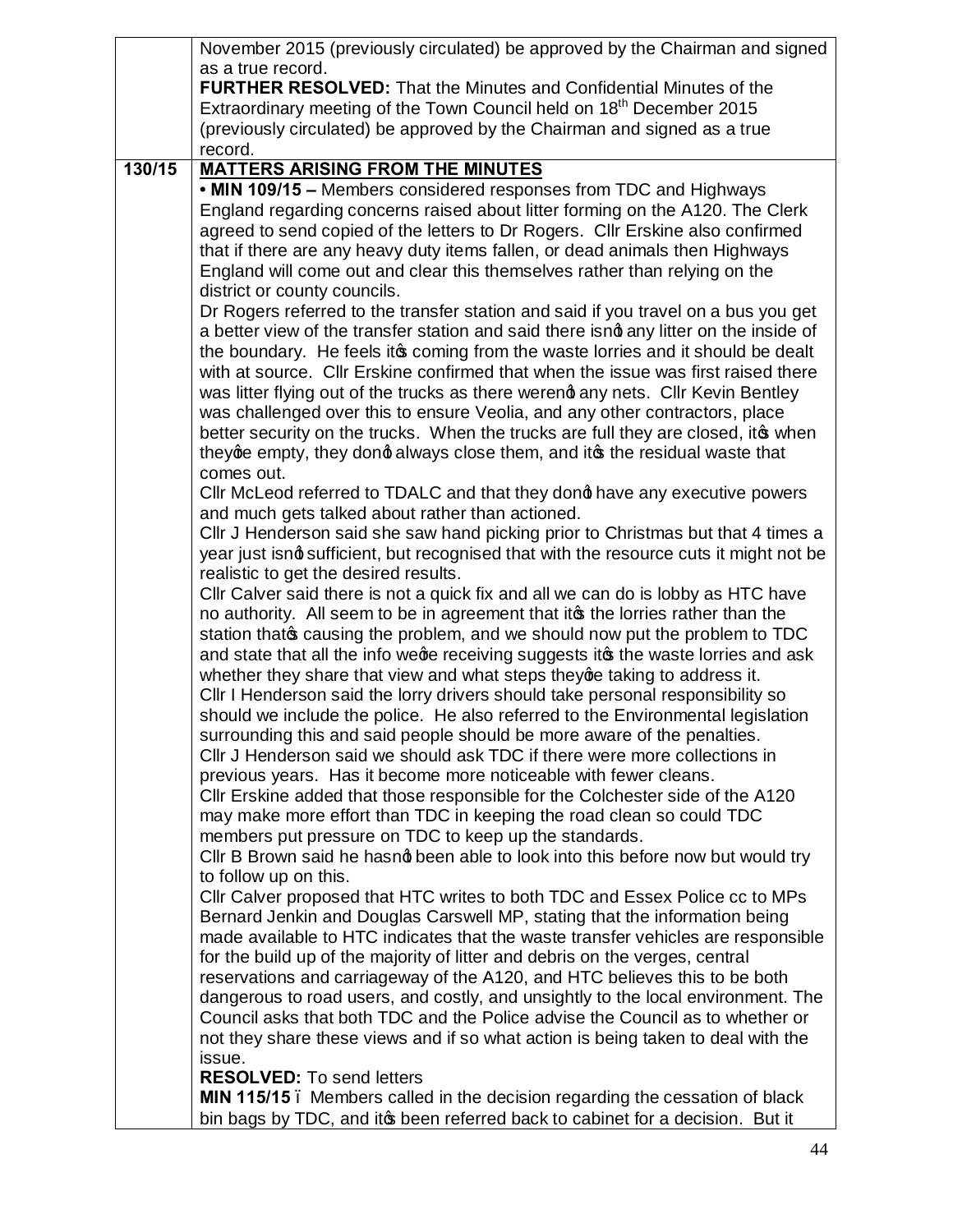| | |
|---|---|
| | November 2015 (previously circulated) be approved by the Chairman and signed as a true record.<br>**FURTHER RESOLVED:** That the Minutes and Confidential Minutes of the Extraordinary meeting of the Town Council held on 18th December 2015 (previously circulated) be approved by the Chairman and signed as a true record. |
| **130/15** | **MATTERS ARISING FROM THE MINUTES**<br>**• MIN 109/15 –** Members considered responses from TDC and Highways England regarding concerns raised about litter forming on the A120. The Clerk agreed to send copied of the letters to Dr Rogers. Cllr Erskine also confirmed that if there are any heavy duty items fallen, or dead animals then Highways England will come out and clear this themselves rather than relying on the district or county councils.<br>Dr Rogers referred to the transfer station and said if you travel on a bus you get a better view of the transfer station and said there isn't any litter on the inside of the boundary. He feels it's coming from the waste lorries and it should be dealt with at source. Cllr Erskine confirmed that when the issue was first raised there was litter flying out of the trucks as there weren't any nets. Cllr Kevin Bentley was challenged over this to ensure Veolia, and any other contractors, place better security on the trucks. When the trucks are full they are closed, it's when they're empty, they don't always close them, and it's the residual waste that comes out.<br>Cllr McLeod referred to TDALC and that they don't have any executive powers and much gets talked about rather than actioned.<br>Cllr J Henderson said she saw hand picking prior to Christmas but that 4 times a year just isn't sufficient, but recognised that with the resource cuts it might not be realistic to get the desired results.<br>Cllr Calver said there is not a quick fix and all we can do is lobby as HTC have no authority. All seem to be in agreement that it's the lorries rather than the station that's causing the problem, and we should now put the problem to TDC and state that all the info we're receiving suggests it's the waste lorries and ask whether they share that view and what steps they're taking to address it.<br>Cllr I Henderson said the lorry drivers should take personal responsibility so should we include the police. He also referred to the Environmental legislation surrounding this and said people should be more aware of the penalties.<br>Cllr J Henderson said we should ask TDC if there were more collections in previous years. Has it become more noticeable with fewer cleans.<br>Cllr Erskine added that those responsible for the Colchester side of the A120 may make more effort than TDC in keeping the road clean so could TDC members put pressure on TDC to keep up the standards.<br>Cllr B Brown said he hasn't been able to look into this before now but would try to follow up on this.<br>Cllr Calver proposed that HTC writes to both TDC and Essex Police cc to MPs Bernard Jenkin and Douglas Carswell MP, stating that the information being made available to HTC indicates that the waste transfer vehicles are responsible for the build up of the majority of litter and debris on the verges, central reservations and carriageway of the A120, and HTC believes this to be both dangerous to road users, and costly, and unsightly to the local environment. The Council asks that both TDC and the Police advise the Council as to whether or not they share these views and if so what action is being taken to deal with the issue.<br>**RESOLVED:** To send letters<br>**MIN 115/15** – Members called in the decision regarding the cessation of black bin bags by TDC, and it's been referred back to cabinet for a decision. But it |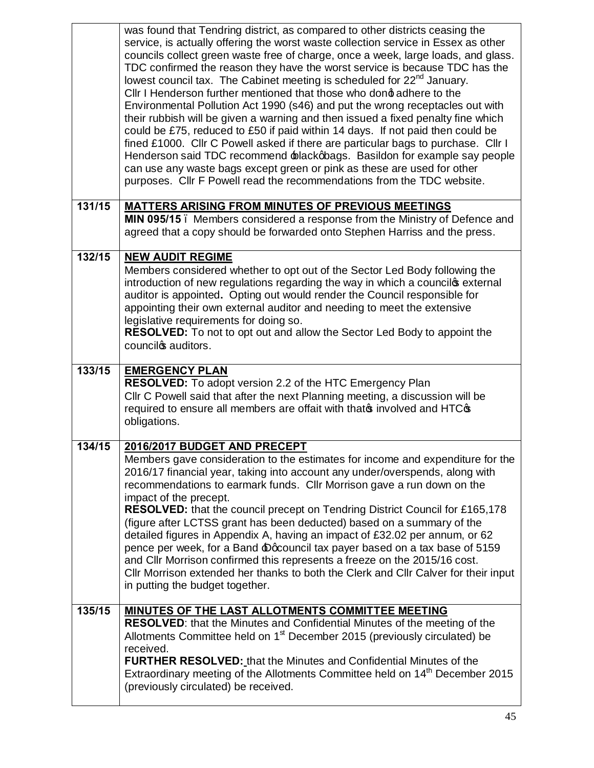| | |
|---|---|
| | was found that Tendring district, as compared to other districts ceasing the service, is actually offering the worst waste collection service in Essex as other councils collect green waste free of charge, once a week, large loads, and glass. TDC confirmed the reason they have the worst service is because TDC has the lowest council tax. The Cabinet meeting is scheduled for 22nd January. Cllr I Henderson further mentioned that those who don't adhere to the Environmental Pollution Act 1990 (s46) and put the wrong receptacles out with their rubbish will be given a warning and then issued a fixed penalty fine which could be £75, reduced to £50 if paid within 14 days. If not paid then could be fined £1000. Cllr C Powell asked if there are particular bags to purchase. Cllr I Henderson said TDC recommend 'black' bags. Basildon for example say people can use any waste bags except green or pink as these are used for other purposes. Cllr F Powell read the recommendations from the TDC website. |
| **131/15** | **MATTERS ARISING FROM MINUTES OF PREVIOUS MEETINGS**<br>**MIN 095/15** – Members considered a response from the Ministry of Defence and agreed that a copy should be forwarded onto Stephen Harriss and the press. |
| **132/15** | **NEW AUDIT REGIME**<br>Members considered whether to opt out of the Sector Led Body following the introduction of new regulations regarding the way in which a council's external auditor is appointed**.** Opting out would render the Council responsible for appointing their own external auditor and needing to meet the extensive legislative requirements for doing so.<br>**RESOLVED:** To not to opt out and allow the Sector Led Body to appoint the council's auditors. |
| **133/15** | **EMERGENCY PLAN**<br>**RESOLVED:** To adopt version 2.2 of the HTC Emergency Plan<br>Cllr C Powell said that after the next Planning meeting, a discussion will be required to ensure all members are offait with that's involved and HTC's obligations. |
| **134/15** | **2016/2017 BUDGET AND PRECEPT**<br>Members gave consideration to the estimates for income and expenditure for the 2016/17 financial year, taking into account any under/overspends, along with recommendations to earmark funds. Cllr Morrison gave a run down on the impact of the precept.<br>**RESOLVED:** that the council precept on Tendring District Council for £165,178 (figure after LCTSS grant has been deducted) based on a summary of the detailed figures in Appendix A, having an impact of £32.02 per annum, or 62 pence per week, for a Band 'D' council tax payer based on a tax base of 5159 and Cllr Morrison confirmed this represents a freeze on the 2015/16 cost.<br>Cllr Morrison extended her thanks to both the Clerk and Cllr Calver for their input in putting the budget together. |
| **135/15** | **MINUTES OF THE LAST ALLOTMENTS COMMITTEE MEETING**<br>**RESOLVED**: that the Minutes and Confidential Minutes of the meeting of the Allotments Committee held on 1st December 2015 (previously circulated) be received.<br>**FURTHER RESOLVED:** that the Minutes and Confidential Minutes of the Extraordinary meeting of the Allotments Committee held on 14th December 2015 (previously circulated) be received. |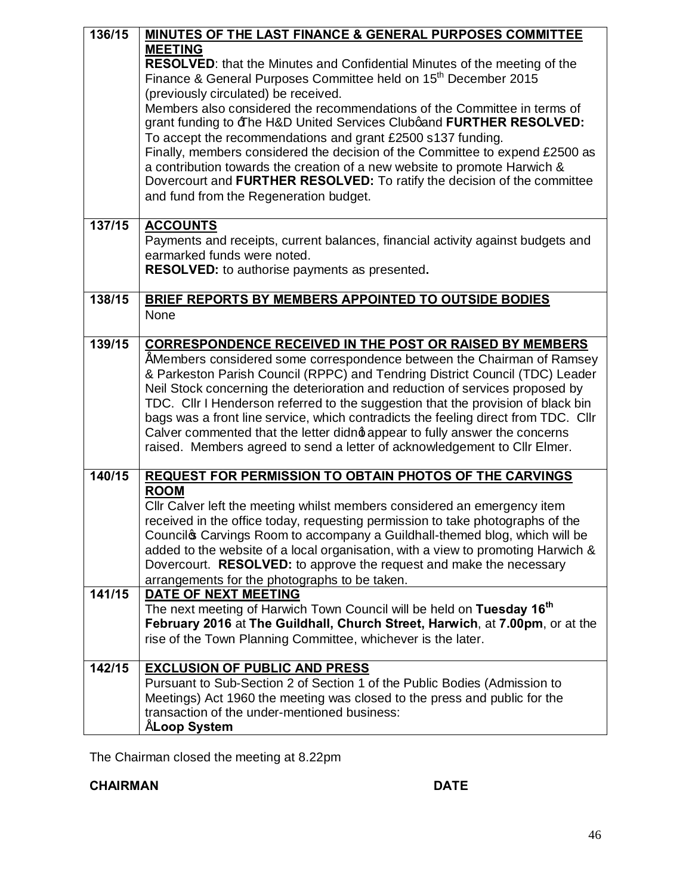| | |
|---|---|
| 136/15 | **MINUTES OF THE LAST FINANCE & GENERAL PURPOSES COMMITTEE MEETING**<br>**RESOLVED**: that the Minutes and Confidential Minutes of the meeting of the Finance & General Purposes Committee held on 15th December 2015 (previously circulated) be received.<br>Members also considered the recommendations of the Committee in terms of grant funding to 'The H&D United Services Club' and **FURTHER RESOLVED:** To accept the recommendations and grant £2500 s137 funding.<br>Finally, members considered the decision of the Committee to expend £2500 as a contribution towards the creation of a new website to promote Harwich & Dovercourt and **FURTHER RESOLVED:** To ratify the decision of the committee and fund from the Regeneration budget. |
| 137/15 | **ACCOUNTS**<br>Payments and receipts, current balances, financial activity against budgets and earmarked funds were noted.<br>**RESOLVED:** to authorise payments as presented**.** |
| 138/15 | **BRIEF REPORTS BY MEMBERS APPOINTED TO OUTSIDE BODIES**<br>None |
| 139/15 | **CORRESPONDENCE RECEIVED IN THE POST OR RAISED BY MEMBERS**<br>• Members considered some correspondence between the Chairman of Ramsey & Parkeston Parish Council (RPPC) and Tendring District Council (TDC) Leader Neil Stock concerning the deterioration and reduction of services proposed by TDC. Cllr I Henderson referred to the suggestion that the provision of black bin bags was a front line service, which contradicts the feeling direct from TDC. Cllr Calver commented that the letter didn't appear to fully answer the concerns raised. Members agreed to send a letter of acknowledgement to Cllr Elmer. |
| 140/15 | **REQUEST FOR PERMISSION TO OBTAIN PHOTOS OF THE CARVINGS ROOM**<br>Cllr Calver left the meeting whilst members considered an emergency item received in the office today, requesting permission to take photographs of the Council's Carvings Room to accompany a Guildhall-themed blog, which will be added to the website of a local organisation, with a view to promoting Harwich & Dovercourt. **RESOLVED:** to approve the request and make the necessary arrangements for the photographs to be taken. |
| 141/15 | **DATE OF NEXT MEETING**<br>The next meeting of Harwich Town Council will be held on **Tuesday 16th February 2016** at **The Guildhall, Church Street, Harwich**, at **7.00pm**, or at the rise of the Town Planning Committee, whichever is the later. |
| 142/15 | **EXCLUSION OF PUBLIC AND PRESS**<br>Pursuant to Sub-Section 2 of Section 1 of the Public Bodies (Admission to Meetings) Act 1960 the meeting was closed to the press and public for the transaction of the under-mentioned business:<br>• **Loop System** |

The Chairman closed the meeting at 8.22pm

**CHAIRMAN** **DATE**